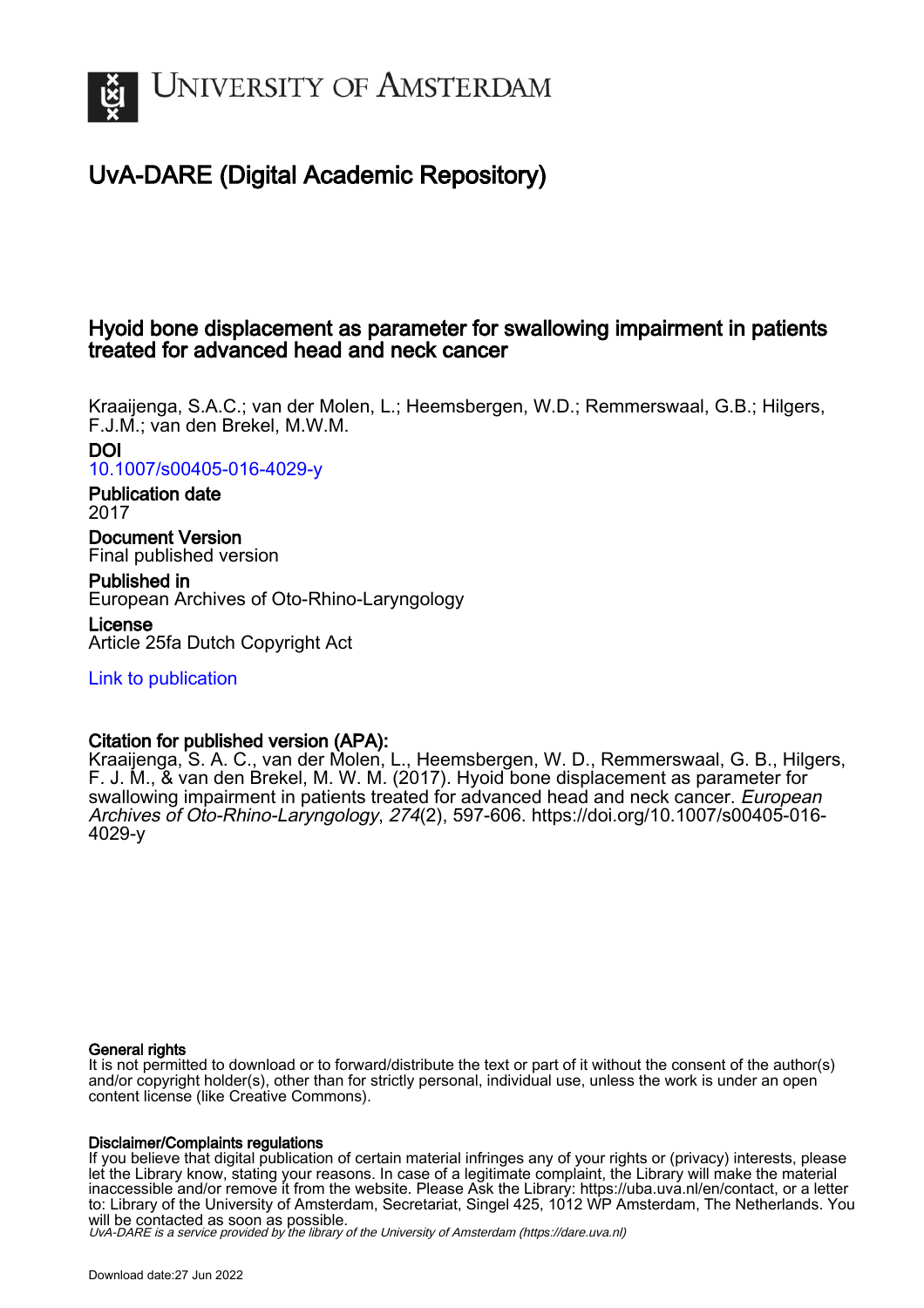UNIVERSITY OF AMSTERDAM

# UvA-DARE (Digital Academic Repository)

## Hyoid bone displacement as parameter for swallowing impairment in patients treated for advanced head and neck cancer

Kraaijenga, S.A.C.; van der Molen, L.; Heemsbergen, W.D.; Remmerswaal, G.B.; Hilgers, F.J.M.; van den Brekel, M.W.M.

**DOI**
10.1007/s00405-016-4029-y

**Publication date**
2017

**Document Version**
Final published version

**Published in**
European Archives of Oto-Rhino-Laryngology

**License**
Article 25fa Dutch Copyright Act

Link to publication

**Citation for published version (APA):**
Kraaijenga, S. A. C., van der Molen, L., Heemsbergen, W. D., Remmerswaal, G. B., Hilgers, F. J. M., & van den Brekel, M. W. M. (2017). Hyoid bone displacement as parameter for swallowing impairment in patients treated for advanced head and neck cancer. *European Archives of Oto-Rhino-Laryngology*, *274*(2), 597-606. https://doi.org/10.1007/s00405-016-4029-y

**General rights**
It is not permitted to download or to forward/distribute the text or part of it without the consent of the author(s) and/or copyright holder(s), other than for strictly personal, individual use, unless the work is under an open content license (like Creative Commons).

**Disclaimer/Complaints regulations**
If you believe that digital publication of certain material infringes any of your rights or (privacy) interests, please let the Library know, stating your reasons. In case of a legitimate complaint, the Library will make the material inaccessible and/or remove it from the website. Please Ask the Library: https://uba.uva.nl/en/contact, or a letter to: Library of the University of Amsterdam, Secretariat, Singel 425, 1012 WP Amsterdam, The Netherlands. You will be contacted as soon as possible.

*UvA-DARE is a service provided by the library of the University of Amsterdam (https://dare.uva.nl)*

Download date:27 Jun 2022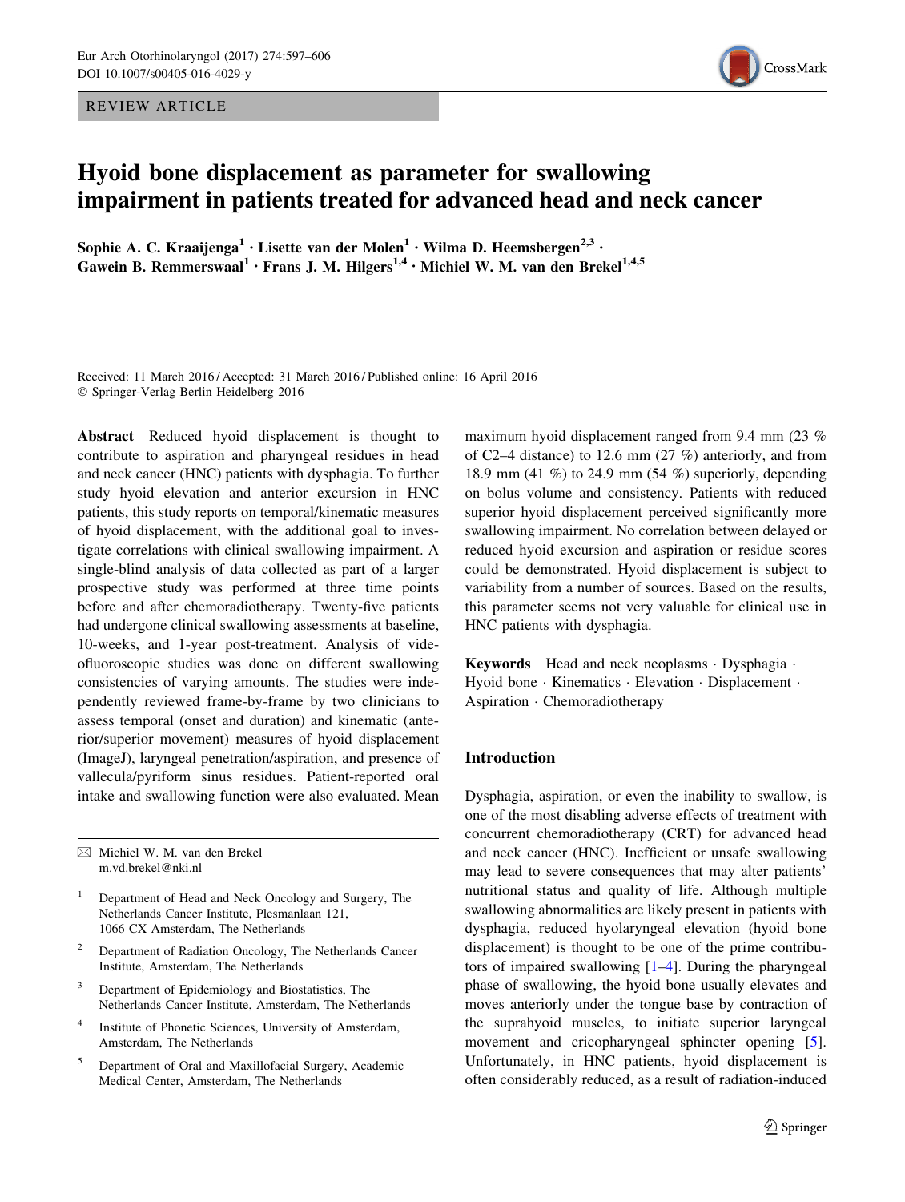# Hyoid bone displacement as parameter for swallowing impairment in patients treated for advanced head and neck cancer

**Sophie A. C. Kraaijenga[1] · Lisette van der Molen[1] · Wilma D. Heemsbergen[2,3] · Gawein B. Remmerswaal[1] · Frans J. M. Hilgers[1,4] · Michiel W. M. van den Brekel[1,4,5]**

Received: 11 March 2016 / Accepted: 31 March 2016 / Published online: 16 April 2016
© Springer-Verlag Berlin Heidelberg 2016

**Abstract** Reduced hyoid displacement is thought to contribute to aspiration and pharyngeal residues in head and neck cancer (HNC) patients with dysphagia. To further study hyoid elevation and anterior excursion in HNC patients, this study reports on temporal/kinematic measures of hyoid displacement, with the additional goal to investigate correlations with clinical swallowing impairment. A single-blind analysis of data collected as part of a larger prospective study was performed at three time points before and after chemoradiotherapy. Twenty-five patients had undergone clinical swallowing assessments at baseline, 10-weeks, and 1-year post-treatment. Analysis of videofluoroscopic studies was done on different swallowing consistencies of varying amounts. The studies were independently reviewed frame-by-frame by two clinicians to assess temporal (onset and duration) and kinematic (anterior/superior movement) measures of hyoid displacement (ImageJ), laryngeal penetration/aspiration, and presence of vallecula/pyriform sinus residues. Patient-reported oral intake and swallowing function were also evaluated. Mean maximum hyoid displacement ranged from 9.4 mm (23 % of C2–4 distance) to 12.6 mm (27 %) anteriorly, and from 18.9 mm (41 %) to 24.9 mm (54 %) superiorly, depending on bolus volume and consistency. Patients with reduced superior hyoid displacement perceived significantly more swallowing impairment. No correlation between delayed or reduced hyoid excursion and aspiration or residue scores could be demonstrated. Hyoid displacement is subject to variability from a number of sources. Based on the results, this parameter seems not very valuable for clinical use in HNC patients with dysphagia.

**Keywords** Head and neck neoplasms · Dysphagia · Hyoid bone · Kinematics · Elevation · Displacement · Aspiration · Chemoradiotherapy

✉ Michiel W. M. van den Brekel
m.vd.brekel@nki.nl

[1] Department of Head and Neck Oncology and Surgery, The Netherlands Cancer Institute, Plesmanlaan 121, 1066 CX Amsterdam, The Netherlands

[2] Department of Radiation Oncology, The Netherlands Cancer Institute, Amsterdam, The Netherlands

[3] Department of Epidemiology and Biostatistics, The Netherlands Cancer Institute, Amsterdam, The Netherlands

[4] Institute of Phonetic Sciences, University of Amsterdam, Amsterdam, The Netherlands

[5] Department of Oral and Maxillofacial Surgery, Academic Medical Center, Amsterdam, The Netherlands

## Introduction

Dysphagia, aspiration, or even the inability to swallow, is one of the most disabling adverse effects of treatment with concurrent chemoradiotherapy (CRT) for advanced head and neck cancer (HNC). Inefficient or unsafe swallowing may lead to severe consequences that may alter patients' nutritional status and quality of life. Although multiple swallowing abnormalities are likely present in patients with dysphagia, reduced hyolaryngeal elevation (hyoid bone displacement) is thought to be one of the prime contributors of impaired swallowing [1–4]. During the pharyngeal phase of swallowing, the hyoid bone usually elevates and moves anteriorly under the tongue base by contraction of the suprahyoid muscles, to initiate superior laryngeal movement and cricopharyngeal sphincter opening [5]. Unfortunately, in HNC patients, hyoid displacement is often considerably reduced, as a result of radiation-induced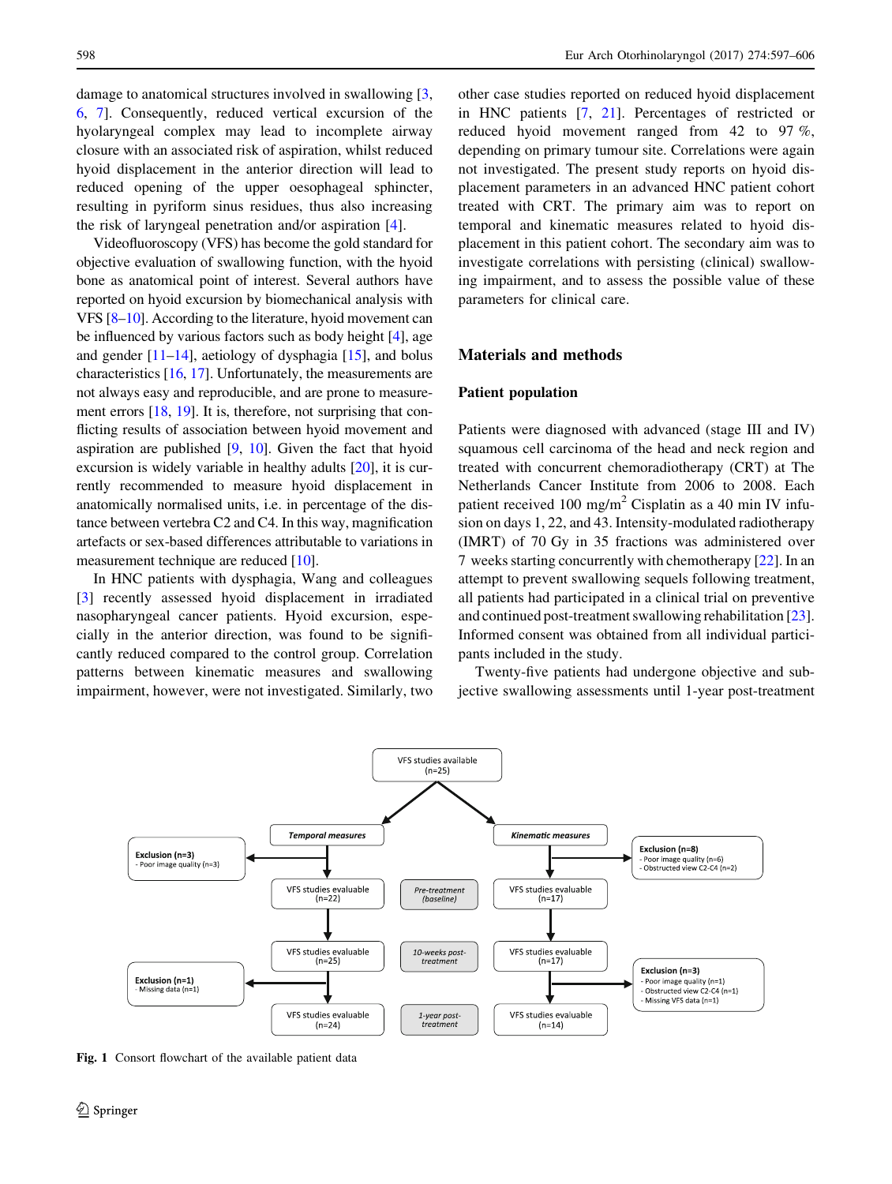damage to anatomical structures involved in swallowing [3, 6, 7]. Consequently, reduced vertical excursion of the hyolaryngeal complex may lead to incomplete airway closure with an associated risk of aspiration, whilst reduced hyoid displacement in the anterior direction will lead to reduced opening of the upper oesophageal sphincter, resulting in pyriform sinus residues, thus also increasing the risk of laryngeal penetration and/or aspiration [4].

Videofluoroscopy (VFS) has become the gold standard for objective evaluation of swallowing function, with the hyoid bone as anatomical point of interest. Several authors have reported on hyoid excursion by biomechanical analysis with VFS [8–10]. According to the literature, hyoid movement can be influenced by various factors such as body height [4], age and gender [11–14], aetiology of dysphagia [15], and bolus characteristics [16, 17]. Unfortunately, the measurements are not always easy and reproducible, and are prone to measurement errors [18, 19]. It is, therefore, not surprising that conflicting results of association between hyoid movement and aspiration are published [9, 10]. Given the fact that hyoid excursion is widely variable in healthy adults [20], it is currently recommended to measure hyoid displacement in anatomically normalised units, i.e. in percentage of the distance between vertebra C2 and C4. In this way, magnification artefacts or sex-based differences attributable to variations in measurement technique are reduced [10].

In HNC patients with dysphagia, Wang and colleagues [3] recently assessed hyoid displacement in irradiated nasopharyngeal cancer patients. Hyoid excursion, especially in the anterior direction, was found to be significantly reduced compared to the control group. Correlation patterns between kinematic measures and swallowing impairment, however, were not investigated. Similarly, two other case studies reported on reduced hyoid displacement in HNC patients [7, 21]. Percentages of restricted or reduced hyoid movement ranged from 42 to 97 %, depending on primary tumour site. Correlations were again not investigated. The present study reports on hyoid displacement parameters in an advanced HNC patient cohort treated with CRT. The primary aim was to report on temporal and kinematic measures related to hyoid displacement in this patient cohort. The secondary aim was to investigate correlations with persisting (clinical) swallowing impairment, and to assess the possible value of these parameters for clinical care.

## Materials and methods

### Patient population

Patients were diagnosed with advanced (stage III and IV) squamous cell carcinoma of the head and neck region and treated with concurrent chemoradiotherapy (CRT) at The Netherlands Cancer Institute from 2006 to 2008. Each patient received 100 mg/m$^2$ Cisplatin as a 40 min IV infusion on days 1, 22, and 43. Intensity-modulated radiotherapy (IMRT) of 70 Gy in 35 fractions was administered over 7 weeks starting concurrently with chemotherapy [22]. In an attempt to prevent swallowing sequels following treatment, all patients had participated in a clinical trial on preventive and continued post-treatment swallowing rehabilitation [23]. Informed consent was obtained from all individual participants included in the study.

Twenty-five patients had undergone objective and subjective swallowing assessments until 1-year post-treatment

VFS studies available (n=25)

| Exclusion | Temporal measures | Time point | Kinematic measures | Exclusion |
|---|---|---|---|---|
| Exclusion (n=3) - Poor image quality (n=3) | VFS studies evaluable (n=22) | Pre-treatment (baseline) | VFS studies evaluable (n=17) | Exclusion (n=8) - Poor image quality (n=6) - Obstructed view C2-C4 (n=2) |
| | VFS studies evaluable (n=25) | 10-weeks post-treatment | VFS studies evaluable (n=17) | |
| Exclusion (n=1) - Missing data (n=1) | VFS studies evaluable (n=24) | 1-year post-treatment | VFS studies evaluable (n=14) | Exclusion (n=3) - Poor image quality (n=1) - Obstructed view C2-C4 (n=1) - Missing VFS data (n=1) |

**Fig. 1** Consort flowchart of the available patient data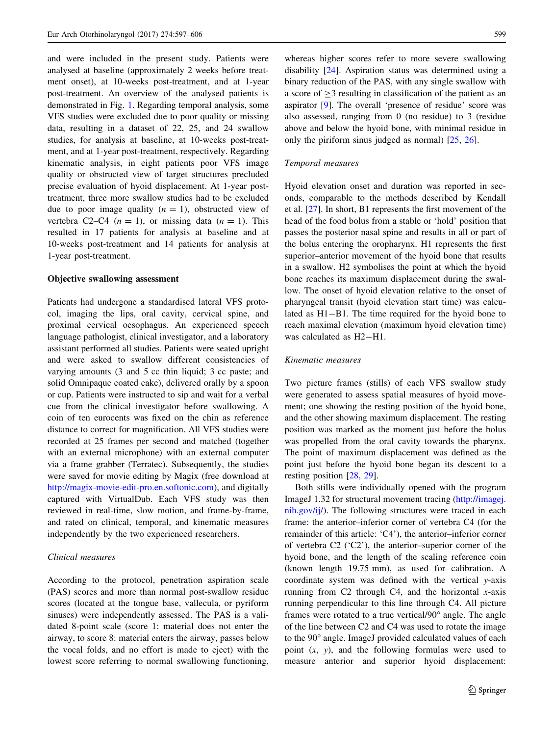and were included in the present study. Patients were analysed at baseline (approximately 2 weeks before treatment onset), at 10-weeks post-treatment, and at 1-year post-treatment. An overview of the analysed patients is demonstrated in Fig. 1. Regarding temporal analysis, some VFS studies were excluded due to poor quality or missing data, resulting in a dataset of 22, 25, and 24 swallow studies, for analysis at baseline, at 10-weeks post-treatment, and at 1-year post-treatment, respectively. Regarding kinematic analysis, in eight patients poor VFS image quality or obstructed view of target structures precluded precise evaluation of hyoid displacement. At 1-year post-treatment, three more swallow studies had to be excluded due to poor image quality ($n = 1$), obstructed view of vertebra C2–C4 ($n = 1$), or missing data ($n = 1$). This resulted in 17 patients for analysis at baseline and at 10-weeks post-treatment and 14 patients for analysis at 1-year post-treatment.

**Objective swallowing assessment**

Patients had undergone a standardised lateral VFS protocol, imaging the lips, oral cavity, cervical spine, and proximal cervical oesophagus. An experienced speech language pathologist, clinical investigator, and a laboratory assistant performed all studies. Patients were seated upright and were asked to swallow different consistencies of varying amounts (3 and 5 cc thin liquid; 3 cc paste; and solid Omnipaque coated cake), delivered orally by a spoon or cup. Patients were instructed to sip and wait for a verbal cue from the clinical investigator before swallowing. A coin of ten eurocents was fixed on the chin as reference distance to correct for magnification. All VFS studies were recorded at 25 frames per second and matched (together with an external microphone) with an external computer via a frame grabber (Terratec). Subsequently, the studies were saved for movie editing by Magix (free download at http://magix-movie-edit-pro.en.softonic.com), and digitally captured with VirtualDub. Each VFS study was then reviewed in real-time, slow motion, and frame-by-frame, and rated on clinical, temporal, and kinematic measures independently by the two experienced researchers.

*Clinical measures*

According to the protocol, penetration aspiration scale (PAS) scores and more than normal post-swallow residue scores (located at the tongue base, vallecula, or pyriform sinuses) were independently assessed. The PAS is a validated 8-point scale (score 1: material does not enter the airway, to score 8: material enters the airway, passes below the vocal folds, and no effort is made to eject) with the lowest score referring to normal swallowing functioning, whereas higher scores refer to more severe swallowing disability [24]. Aspiration status was determined using a binary reduction of the PAS, with any single swallow with a score of $\geq 3$ resulting in classification of the patient as an aspirator [9]. The overall 'presence of residue' score was also assessed, ranging from 0 (no residue) to 3 (residue above and below the hyoid bone, with minimal residue in only the piriform sinus judged as normal) [25, 26].

*Temporal measures*

Hyoid elevation onset and duration was reported in seconds, comparable to the methods described by Kendall et al. [27]. In short, B1 represents the first movement of the head of the food bolus from a stable or 'hold' position that passes the posterior nasal spine and results in all or part of the bolus entering the oropharynx. H1 represents the first superior–anterior movement of the hyoid bone that results in a swallow. H2 symbolises the point at which the hyoid bone reaches its maximum displacement during the swallow. The onset of hyoid elevation relative to the onset of pharyngeal transit (hyoid elevation start time) was calculated as H1−B1. The time required for the hyoid bone to reach maximal elevation (maximum hyoid elevation time) was calculated as H2−H1.

*Kinematic measures*

Two picture frames (stills) of each VFS swallow study were generated to assess spatial measures of hyoid movement; one showing the resting position of the hyoid bone, and the other showing maximum displacement. The resting position was marked as the moment just before the bolus was propelled from the oral cavity towards the pharynx. The point of maximum displacement was defined as the point just before the hyoid bone began its descent to a resting position [28, 29].

Both stills were individually opened with the program ImageJ 1.32 for structural movement tracing (http://imagej.nih.gov/ij/). The following structures were traced in each frame: the anterior–inferior corner of vertebra C4 (for the remainder of this article: 'C4'), the anterior–inferior corner of vertebra C2 ('C2'), the anterior–superior corner of the hyoid bone, and the length of the scaling reference coin (known length 19.75 mm), as used for calibration. A coordinate system was defined with the vertical $y$-axis running from C2 through C4, and the horizontal $x$-axis running perpendicular to this line through C4. All picture frames were rotated to a true vertical/90° angle. The angle of the line between C2 and C4 was used to rotate the image to the 90° angle. ImageJ provided calculated values of each point ($x$, $y$), and the following formulas were used to measure anterior and superior hyoid displacement: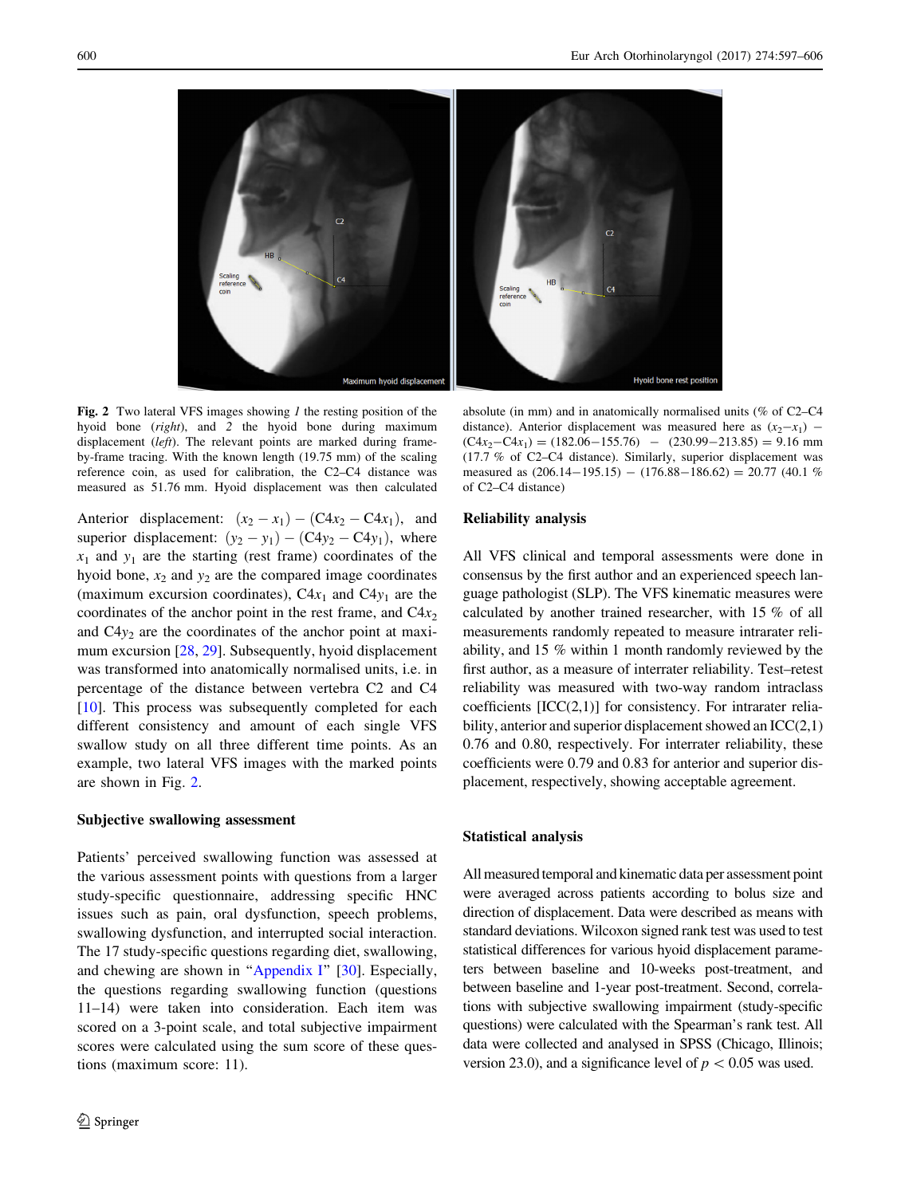**Fig. 2** Two lateral VFS images showing *1* the resting position of the hyoid bone (*right*), and *2* the hyoid bone during maximum displacement (*left*). The relevant points are marked during frame-by-frame tracing. With the known length (19.75 mm) of the scaling reference coin, as used for calibration, the C2–C4 distance was measured as 51.76 mm. Hyoid displacement was then calculated absolute (in mm) and in anatomically normalised units (% of C2–C4 distance). Anterior displacement was measured here as $(x_2 - x_1) - (C4x_2 - C4x_1) = (182.06 - 155.76) - (230.99 - 213.85) = 9.16$ mm (17.7 % of C2–C4 distance). Similarly, superior displacement was measured as $(206.14 - 195.15) - (176.88 - 186.62) = 20.77$ (40.1 % of C2–C4 distance)

Anterior displacement: $(x_2 - x_1) - (C4x_2 - C4x_1)$, and superior displacement: $(y_2 - y_1) - (C4y_2 - C4y_1)$, where $x_1$ and $y_1$ are the starting (rest frame) coordinates of the hyoid bone, $x_2$ and $y_2$ are the compared image coordinates (maximum excursion coordinates), $C4x_1$ and $C4y_1$ are the coordinates of the anchor point in the rest frame, and $C4x_2$ and $C4y_2$ are the coordinates of the anchor point at maximum excursion [28, 29]. Subsequently, hyoid displacement was transformed into anatomically normalised units, i.e. in percentage of the distance between vertebra C2 and C4 [10]. This process was subsequently completed for each different consistency and amount of each single VFS swallow study on all three different time points. As an example, two lateral VFS images with the marked points are shown in Fig. 2.

### Subjective swallowing assessment

Patients' perceived swallowing function was assessed at the various assessment points with questions from a larger study-specific questionnaire, addressing specific HNC issues such as pain, oral dysfunction, speech problems, swallowing dysfunction, and interrupted social interaction. The 17 study-specific questions regarding diet, swallowing, and chewing are shown in "Appendix I" [30]. Especially, the questions regarding swallowing function (questions 11–14) were taken into consideration. Each item was scored on a 3-point scale, and total subjective impairment scores were calculated using the sum score of these questions (maximum score: 11).

### Reliability analysis

All VFS clinical and temporal assessments were done in consensus by the first author and an experienced speech language pathologist (SLP). The VFS kinematic measures were calculated by another trained researcher, with 15 % of all measurements randomly repeated to measure intrarater reliability, and 15 % within 1 month randomly reviewed by the first author, as a measure of interrater reliability. Test–retest reliability was measured with two-way random intraclass coefficients [ICC(2,1)] for consistency. For intrarater reliability, anterior and superior displacement showed an ICC(2,1) 0.76 and 0.80, respectively. For interrater reliability, these coefficients were 0.79 and 0.83 for anterior and superior displacement, respectively, showing acceptable agreement.

### Statistical analysis

All measured temporal and kinematic data per assessment point were averaged across patients according to bolus size and direction of displacement. Data were described as means with standard deviations. Wilcoxon signed rank test was used to test statistical differences for various hyoid displacement parameters between baseline and 10-weeks post-treatment, and between baseline and 1-year post-treatment. Second, correlations with subjective swallowing impairment (study-specific questions) were calculated with the Spearman's rank test. All data were collected and analysed in SPSS (Chicago, Illinois; version 23.0), and a significance level of $p < 0.05$ was used.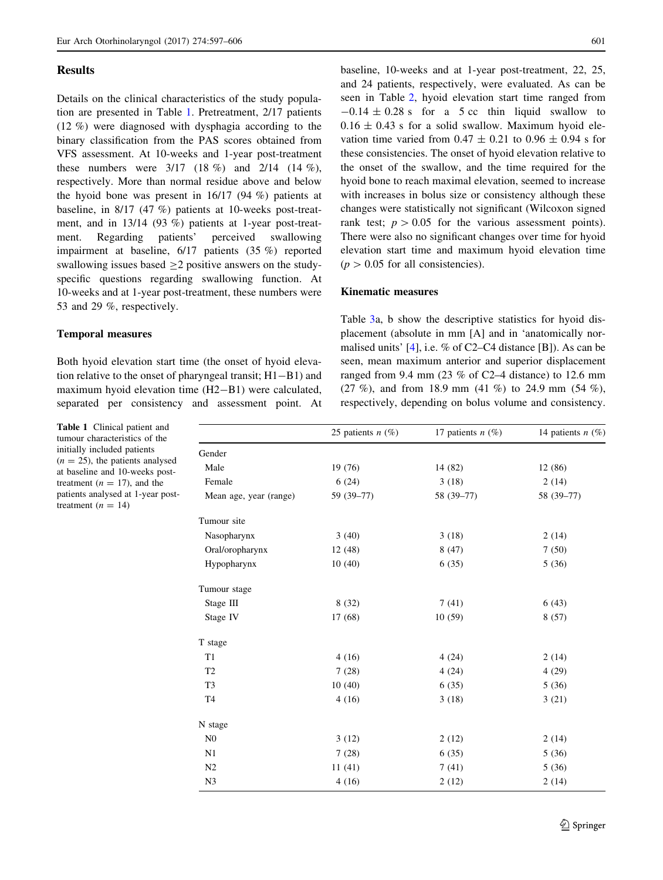## Results

Details on the clinical characteristics of the study population are presented in Table 1. Pretreatment, 2/17 patients (12 %) were diagnosed with dysphagia according to the binary classification from the PAS scores obtained from VFS assessment. At 10-weeks and 1-year post-treatment these numbers were 3/17 (18 %) and 2/14 (14 %), respectively. More than normal residue above and below the hyoid bone was present in 16/17 (94 %) patients at baseline, in 8/17 (47 %) patients at 10-weeks post-treatment, and in 13/14 (93 %) patients at 1-year post-treatment. Regarding patients' perceived swallowing impairment at baseline, 6/17 patients (35 %) reported swallowing issues based ≥2 positive answers on the study-specific questions regarding swallowing function. At 10-weeks and at 1-year post-treatment, these numbers were 53 and 29 %, respectively.

### Temporal measures

Both hyoid elevation start time (the onset of hyoid elevation relative to the onset of pharyngeal transit; H1−B1) and maximum hyoid elevation time (H2−B1) were calculated, separated per consistency and assessment point. At baseline, 10-weeks and at 1-year post-treatment, 22, 25, and 24 patients, respectively, were evaluated. As can be seen in Table 2, hyoid elevation start time ranged from −0.14 ± 0.28 s for a 5 cc thin liquid swallow to 0.16 ± 0.43 s for a solid swallow. Maximum hyoid elevation time varied from 0.47 ± 0.21 to 0.96 ± 0.94 s for these consistencies. The onset of hyoid elevation relative to the onset of the swallow, and the time required for the hyoid bone to reach maximal elevation, seemed to increase with increases in bolus size or consistency although these changes were statistically not significant (Wilcoxon signed rank test; $p > 0.05$ for the various assessment points). There were also no significant changes over time for hyoid elevation start time and maximum hyoid elevation time ($p > 0.05$ for all consistencies).

### Kinematic measures

Table 3a, b show the descriptive statistics for hyoid displacement (absolute in mm [A] and in 'anatomically normalised units' [4], i.e. % of C2–C4 distance [B]). As can be seen, mean maximum anterior and superior displacement ranged from 9.4 mm (23 % of C2–4 distance) to 12.6 mm (27 %), and from 18.9 mm (41 %) to 24.9 mm (54 %), respectively, depending on bolus volume and consistency.

**Table 1** Clinical patient and tumour characteristics of the initially included patients ($n = 25$), the patients analysed at baseline and 10-weeks post-treatment ($n = 17$), and the patients analysed at 1-year post-treatment ($n = 14$)

| | 25 patients *n* (%) | 17 patients *n* (%) | 14 patients *n* (%) |
|---|---|---|---|
| Gender | | | |
| Male | 19 (76) | 14 (82) | 12 (86) |
| Female | 6 (24) | 3 (18) | 2 (14) |
| Mean age, year (range) | 59 (39–77) | 58 (39–77) | 58 (39–77) |
| Tumour site | | | |
| Nasopharynx | 3 (40) | 3 (18) | 2 (14) |
| Oral/oropharynx | 12 (48) | 8 (47) | 7 (50) |
| Hypopharynx | 10 (40) | 6 (35) | 5 (36) |
| Tumour stage | | | |
| Stage III | 8 (32) | 7 (41) | 6 (43) |
| Stage IV | 17 (68) | 10 (59) | 8 (57) |
| T stage | | | |
| T1 | 4 (16) | 4 (24) | 2 (14) |
| T2 | 7 (28) | 4 (24) | 4 (29) |
| T3 | 10 (40) | 6 (35) | 5 (36) |
| T4 | 4 (16) | 3 (18) | 3 (21) |
| N stage | | | |
| N0 | 3 (12) | 2 (12) | 2 (14) |
| N1 | 7 (28) | 6 (35) | 5 (36) |
| N2 | 11 (41) | 7 (41) | 5 (36) |
| N3 | 4 (16) | 2 (12) | 2 (14) |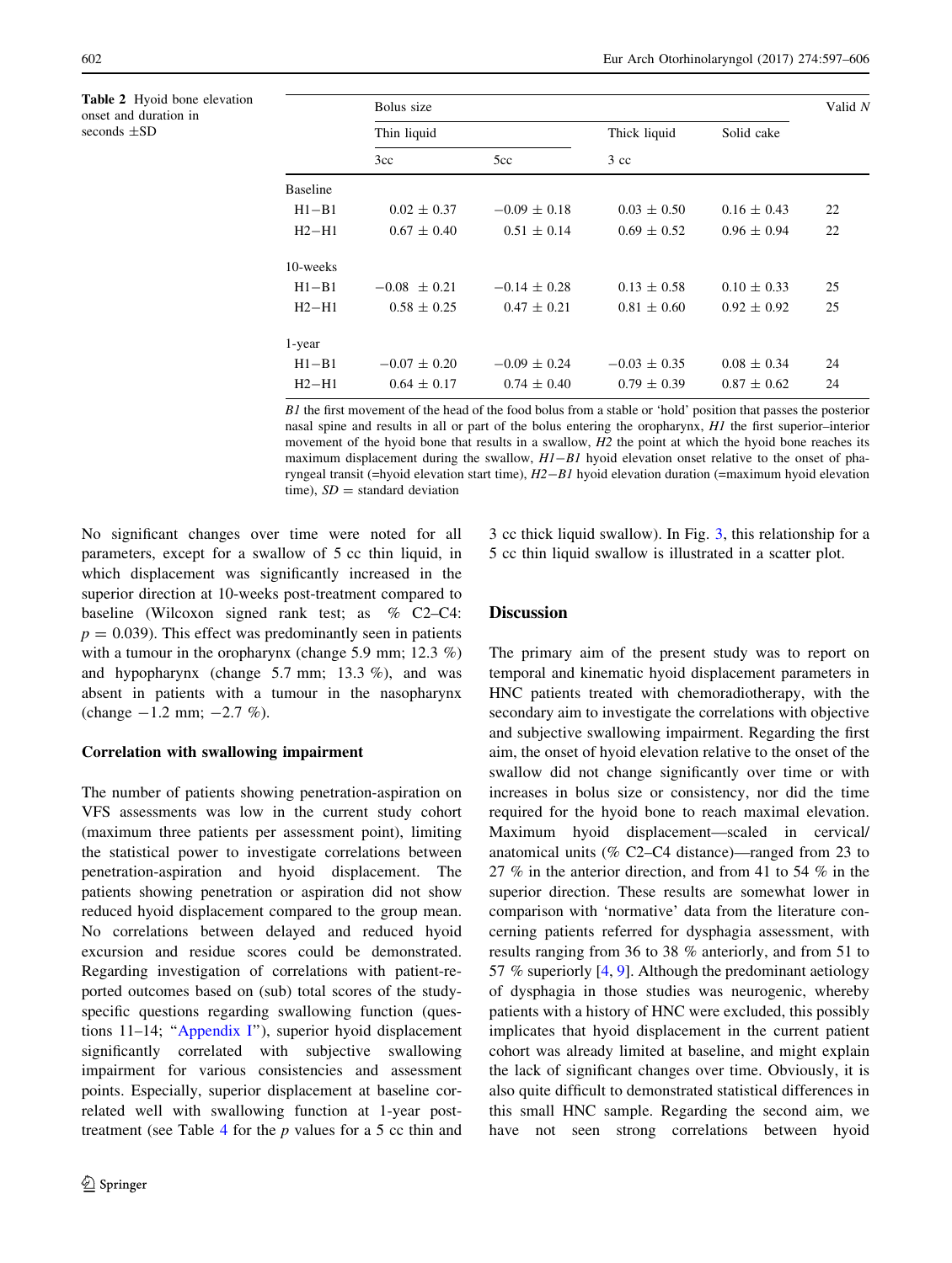**Table 2** Hyoid bone elevation onset and duration in seconds ±SD

| | Bolus size | | | | Valid *N* |
|---|---|---|---|---|---|
| | Thin liquid | | Thick liquid | Solid cake | |
| | 3cc | 5cc | 3 cc | | |
| Baseline | | | | | |
| H1−B1 | 0.02 ± 0.37 | −0.09 ± 0.18 | 0.03 ± 0.50 | 0.16 ± 0.43 | 22 |
| H2−H1 | 0.67 ± 0.40 | 0.51 ± 0.14 | 0.69 ± 0.52 | 0.96 ± 0.94 | 22 |
| 10-weeks | | | | | |
| H1−B1 | −0.08 ± 0.21 | −0.14 ± 0.28 | 0.13 ± 0.58 | 0.10 ± 0.33 | 25 |
| H2−H1 | 0.58 ± 0.25 | 0.47 ± 0.21 | 0.81 ± 0.60 | 0.92 ± 0.92 | 25 |
| 1-year | | | | | |
| H1−B1 | −0.07 ± 0.20 | −0.09 ± 0.24 | −0.03 ± 0.35 | 0.08 ± 0.34 | 24 |
| H2−H1 | 0.64 ± 0.17 | 0.74 ± 0.40 | 0.79 ± 0.39 | 0.87 ± 0.62 | 24 |

*B1* the first movement of the head of the food bolus from a stable or 'hold' position that passes the posterior nasal spine and results in all or part of the bolus entering the oropharynx, *H1* the first superior–interior movement of the hyoid bone that results in a swallow, *H2* the point at which the hyoid bone reaches its maximum displacement during the swallow, *H1−B1* hyoid elevation onset relative to the onset of pharyngeal transit (=hyoid elevation start time), *H2−B1* hyoid elevation duration (=maximum hyoid elevation time), *SD* = standard deviation

No significant changes over time were noted for all parameters, except for a swallow of 5 cc thin liquid, in which displacement was significantly increased in the superior direction at 10-weeks post-treatment compared to baseline (Wilcoxon signed rank test; as % C2–C4: $p = 0.039$). This effect was predominantly seen in patients with a tumour in the oropharynx (change 5.9 mm; 12.3 %) and hypopharynx (change 5.7 mm; 13.3 %), and was absent in patients with a tumour in the nasopharynx (change −1.2 mm; −2.7 %).

### Correlation with swallowing impairment

The number of patients showing penetration-aspiration on VFS assessments was low in the current study cohort (maximum three patients per assessment point), limiting the statistical power to investigate correlations between penetration-aspiration and hyoid displacement. The patients showing penetration or aspiration did not show reduced hyoid displacement compared to the group mean. No correlations between delayed and reduced hyoid excursion and residue scores could be demonstrated. Regarding investigation of correlations with patient-reported outcomes based on (sub) total scores of the study-specific questions regarding swallowing function (questions 11–14; "Appendix I"), superior hyoid displacement significantly correlated with subjective swallowing impairment for various consistencies and assessment points. Especially, superior displacement at baseline correlated well with swallowing function at 1-year post-treatment (see Table 4 for the *p* values for a 5 cc thin and 3 cc thick liquid swallow). In Fig. 3, this relationship for a 5 cc thin liquid swallow is illustrated in a scatter plot.

## Discussion

The primary aim of the present study was to report on temporal and kinematic hyoid displacement parameters in HNC patients treated with chemoradiotherapy, with the secondary aim to investigate the correlations with objective and subjective swallowing impairment. Regarding the first aim, the onset of hyoid elevation relative to the onset of the swallow did not change significantly over time or with increases in bolus size or consistency, nor did the time required for the hyoid bone to reach maximal elevation. Maximum hyoid displacement—scaled in cervical/anatomical units (% C2–C4 distance)—ranged from 23 to 27 % in the anterior direction, and from 41 to 54 % in the superior direction. These results are somewhat lower in comparison with 'normative' data from the literature concerning patients referred for dysphagia assessment, with results ranging from 36 to 38 % anteriorly, and from 51 to 57 % superiorly [4, 9]. Although the predominant aetiology of dysphagia in those studies was neurogenic, whereby patients with a history of HNC were excluded, this possibly implicates that hyoid displacement in the current patient cohort was already limited at baseline, and might explain the lack of significant changes over time. Obviously, it is also quite difficult to demonstrated statistical differences in this small HNC sample. Regarding the second aim, we have not seen strong correlations between hyoid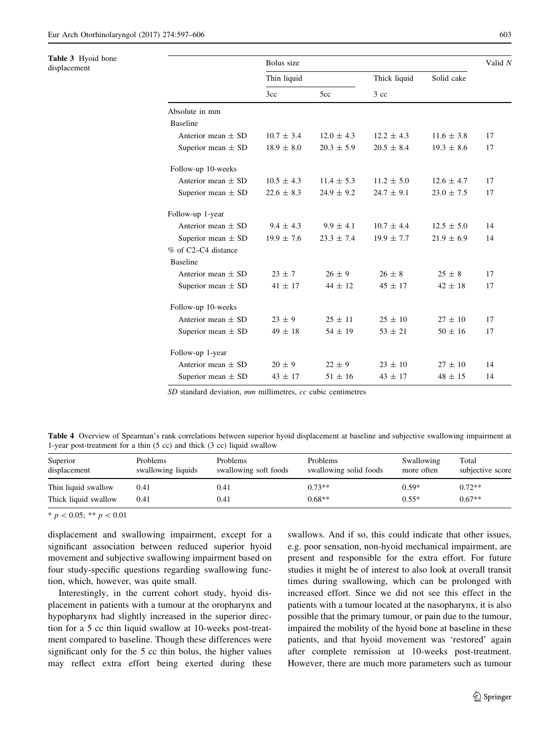**Table 3** Hyoid bone displacement

| | Bolus size | | | | Valid *N* |
|---|---|---|---|---|---|
| | Thin liquid | | Thick liquid | Solid cake | |
| | 3cc | 5cc | 3 cc | | |
| Absolute in mm | | | | | |
| Baseline | | | | | |
| Anterior mean ± SD | 10.7 ± 3.4 | 12.0 ± 4.3 | 12.2 ± 4.3 | 11.6 ± 3.8 | 17 |
| Superior mean ± SD | 18.9 ± 8.0 | 20.3 ± 5.9 | 20.5 ± 8.4 | 19.3 ± 8.6 | 17 |
| Follow-up 10-weeks | | | | | |
| Anterior mean ± SD | 10.5 ± 4.3 | 11.4 ± 5.3 | 11.2 ± 5.0 | 12.6 ± 4.7 | 17 |
| Superior mean ± SD | 22.6 ± 8.3 | 24.9 ± 9.2 | 24.7 ± 9.1 | 23.0 ± 7.5 | 17 |
| Follow-up 1-year | | | | | |
| Anterior mean ± SD | 9.4 ± 4.3 | 9.9 ± 4.1 | 10.7 ± 4.4 | 12.5 ± 5.0 | 14 |
| Superior mean ± SD | 19.9 ± 7.6 | 23.3 ± 7.4 | 19.9 ± 7.7 | 21.9 ± 6.9 | 14 |
| % of C2–C4 distance | | | | | |
| Baseline | | | | | |
| Anterior mean ± SD | 23 ± 7 | 26 ± 9 | 26 ± 8 | 25 ± 8 | 17 |
| Superior mean ± SD | 41 ± 17 | 44 ± 12 | 45 ± 17 | 42 ± 18 | 17 |
| Follow-up 10-weeks | | | | | |
| Anterior mean ± SD | 23 ± 9 | 25 ± 11 | 25 ± 10 | 27 ± 10 | 17 |
| Superior mean ± SD | 49 ± 18 | 54 ± 19 | 53 ± 21 | 50 ± 16 | 17 |
| Follow-up 1-year | | | | | |
| Anterior mean ± SD | 20 ± 9 | 22 ± 9 | 23 ± 10 | 27 ± 10 | 14 |
| Superior mean ± SD | 43 ± 17 | 51 ± 16 | 43 ± 17 | 48 ± 15 | 14 |

*SD* standard deviation, *mm* millimetres, *cc* cubic centimetres

**Table 4** Overview of Spearman's rank correlations between superior hyoid displacement at baseline and subjective swallowing impairment at 1-year post-treatment for a thin (5 cc) and thick (3 cc) liquid swallow

| Superior displacement | Problems swallowing liquids | Problems swallowing soft foods | Problems swallowing solid foods | Swallowing more often | Total subjective score |
|---|---|---|---|---|---|
| Thin liquid swallow | 0.41 | 0.41 | 0.73** | 0.59* | 0.72** |
| Thick liquid swallow | 0.41 | 0.41 | 0.68** | 0.55* | 0.67** |

* $p < 0.05$; ** $p < 0.01$

displacement and swallowing impairment, except for a significant association between reduced superior hyoid movement and subjective swallowing impairment based on four study-specific questions regarding swallowing function, which, however, was quite small.

Interestingly, in the current cohort study, hyoid displacement in patients with a tumour at the oropharynx and hypopharynx had slightly increased in the superior direction for a 5 cc thin liquid swallow at 10-weeks post-treatment compared to baseline. Though these differences were significant only for the 5 cc thin bolus, the higher values may reflect extra effort being exerted during these swallows. And if so, this could indicate that other issues, e.g. poor sensation, non-hyoid mechanical impairment, are present and responsible for the extra effort. For future studies it might be of interest to also look at overall transit times during swallowing, which can be prolonged with increased effort. Since we did not see this effect in the patients with a tumour located at the nasopharynx, it is also possible that the primary tumour, or pain due to the tumour, impaired the mobility of the hyoid bone at baseline in these patients, and that hyoid movement was 'restored' again after complete remission at 10-weeks post-treatment. However, there are much more parameters such as tumour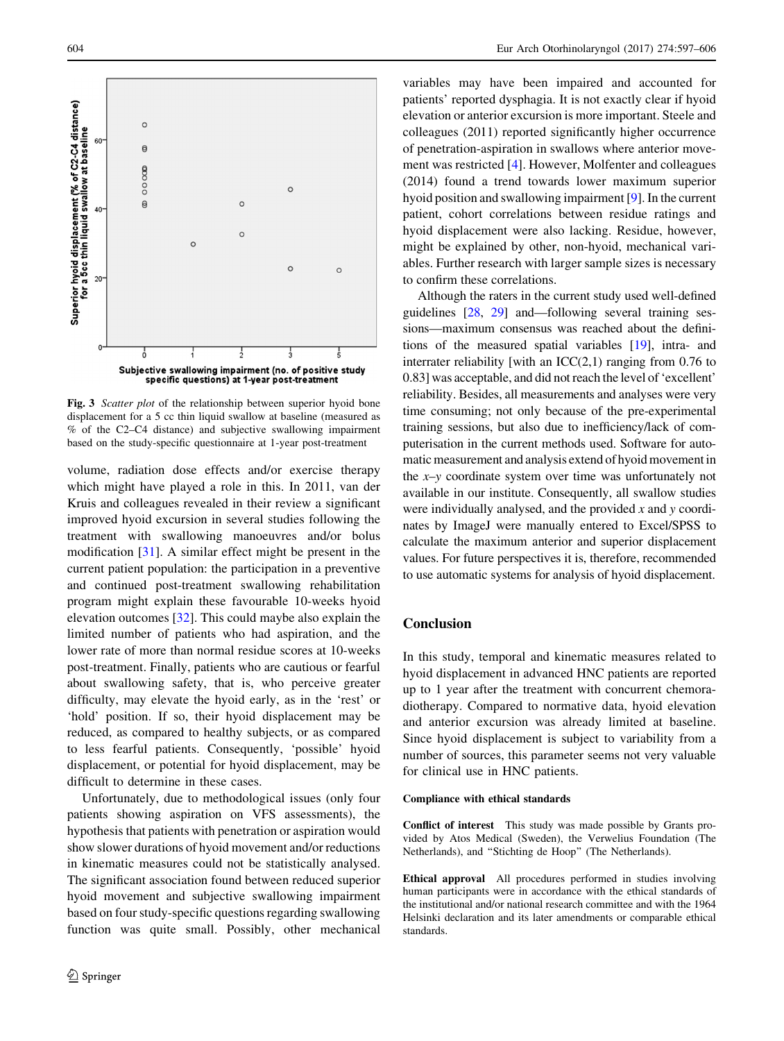Superior hyoid displacement (% of C2-C4 distance) for a 5cc thin liquid swallow at baseline

0
20
40
60

0
1
2
3
5

Subjective swallowing impairment (no. of positive study specific questions) at 1-year post-treatment

**Fig. 3** *Scatter plot* of the relationship between superior hyoid bone displacement for a 5 cc thin liquid swallow at baseline (measured as % of the C2–C4 distance) and subjective swallowing impairment based on the study-specific questionnaire at 1-year post-treatment

volume, radiation dose effects and/or exercise therapy which might have played a role in this. In 2011, van der Kruis and colleagues revealed in their review a significant improved hyoid excursion in several studies following the treatment with swallowing manoeuvres and/or bolus modification [31]. A similar effect might be present in the current patient population: the participation in a preventive and continued post-treatment swallowing rehabilitation program might explain these favourable 10-weeks hyoid elevation outcomes [32]. This could maybe also explain the limited number of patients who had aspiration, and the lower rate of more than normal residue scores at 10-weeks post-treatment. Finally, patients who are cautious or fearful about swallowing safety, that is, who perceive greater difficulty, may elevate the hyoid early, as in the 'rest' or 'hold' position. If so, their hyoid displacement may be reduced, as compared to healthy subjects, or as compared to less fearful patients. Consequently, 'possible' hyoid displacement, or potential for hyoid displacement, may be difficult to determine in these cases.

Unfortunately, due to methodological issues (only four patients showing aspiration on VFS assessments), the hypothesis that patients with penetration or aspiration would show slower durations of hyoid movement and/or reductions in kinematic measures could not be statistically analysed. The significant association found between reduced superior hyoid movement and subjective swallowing impairment based on four study-specific questions regarding swallowing function was quite small. Possibly, other mechanical variables may have been impaired and accounted for patients' reported dysphagia. It is not exactly clear if hyoid elevation or anterior excursion is more important. Steele and colleagues (2011) reported significantly higher occurrence of penetration-aspiration in swallows where anterior movement was restricted [4]. However, Molfenter and colleagues (2014) found a trend towards lower maximum superior hyoid position and swallowing impairment [9]. In the current patient, cohort correlations between residue ratings and hyoid displacement were also lacking. Residue, however, might be explained by other, non-hyoid, mechanical variables. Further research with larger sample sizes is necessary to confirm these correlations.

Although the raters in the current study used well-defined guidelines [28, 29] and—following several training sessions—maximum consensus was reached about the definitions of the measured spatial variables [19], intra- and interrater reliability [with an ICC(2,1) ranging from 0.76 to 0.83] was acceptable, and did not reach the level of 'excellent' reliability. Besides, all measurements and analyses were very time consuming; not only because of the pre-experimental training sessions, but also due to inefficiency/lack of computerisation in the current methods used. Software for automatic measurement and analysis extend of hyoid movement in the *x*–*y* coordinate system over time was unfortunately not available in our institute. Consequently, all swallow studies were individually analysed, and the provided *x* and *y* coordinates by ImageJ were manually entered to Excel/SPSS to calculate the maximum anterior and superior displacement values. For future perspectives it is, therefore, recommended to use automatic systems for analysis of hyoid displacement.

## Conclusion

In this study, temporal and kinematic measures related to hyoid displacement in advanced HNC patients are reported up to 1 year after the treatment with concurrent chemoradiotherapy. Compared to normative data, hyoid elevation and anterior excursion was already limited at baseline. Since hyoid displacement is subject to variability from a number of sources, this parameter seems not very valuable for clinical use in HNC patients.

#### Compliance with ethical standards

**Conflict of interest** This study was made possible by Grants provided by Atos Medical (Sweden), the Verwelius Foundation (The Netherlands), and "Stichting de Hoop" (The Netherlands).

**Ethical approval** All procedures performed in studies involving human participants were in accordance with the ethical standards of the institutional and/or national research committee and with the 1964 Helsinki declaration and its later amendments or comparable ethical standards.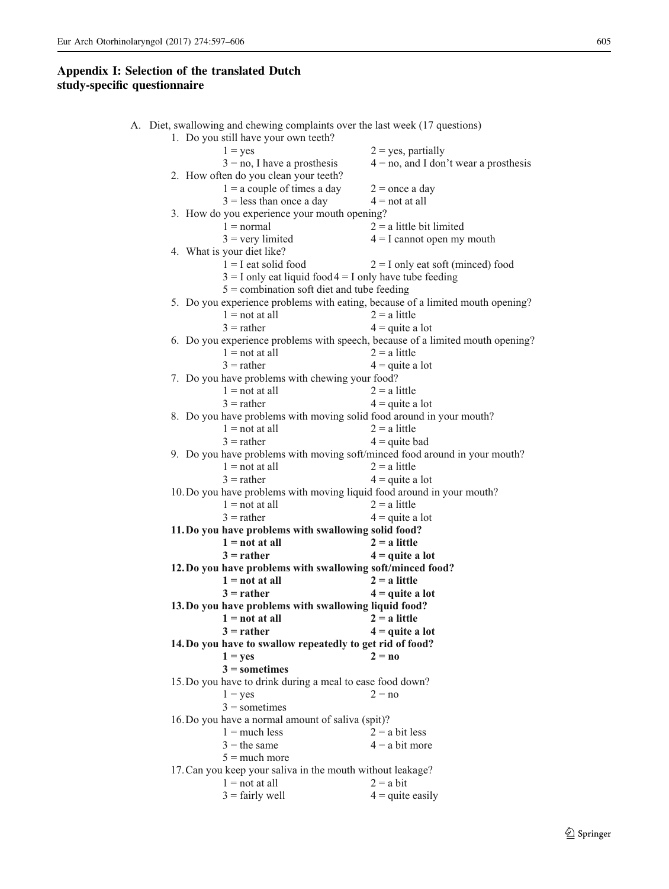## Appendix I: Selection of the translated Dutch study-specific questionnaire

A. Diet, swallowing and chewing complaints over the last week (17 questions)

1. Do you still have your own teeth?
   - 1 = yes
   - 2 = yes, partially
   - 3 = no, I have a prosthesis
   - 4 = no, and I don't wear a prosthesis
2. How often do you clean your teeth?
   - 1 = a couple of times a day
   - 2 = once a day
   - 3 = less than once a day
   - 4 = not at all
3. How do you experience your mouth opening?
   - 1 = normal
   - 2 = a little bit limited
   - 3 = very limited
   - 4 = I cannot open my mouth
4. What is your diet like?
   - 1 = I eat solid food
   - 2 = I only eat soft (minced) food
   - 3 = I only eat liquid food
   - 4 = I only have tube feeding
   - 5 = combination soft diet and tube feeding
5. Do you experience problems with eating, because of a limited mouth opening?
   - 1 = not at all
   - 2 = a little
   - 3 = rather
   - 4 = quite a lot
6. Do you experience problems with speech, because of a limited mouth opening?
   - 1 = not at all
   - 2 = a little
   - 3 = rather
   - 4 = quite a lot
7. Do you have problems with chewing your food?
   - 1 = not at all
   - 2 = a little
   - 3 = rather
   - 4 = quite a lot
8. Do you have problems with moving solid food around in your mouth?
   - 1 = not at all
   - 2 = a little
   - 3 = rather
   - 4 = quite bad
9. Do you have problems with moving soft/minced food around in your mouth?
   - 1 = not at all
   - 2 = a little
   - 3 = rather
   - 4 = quite a lot
10. Do you have problems with moving liquid food around in your mouth?
    - 1 = not at all
    - 2 = a little
    - 3 = rather
    - 4 = quite a lot
11. **Do you have problems with swallowing solid food?**
    - **1 = not at all**
    - **2 = a little**
    - **3 = rather**
    - **4 = quite a lot**
12. **Do you have problems with swallowing soft/minced food?**
    - **1 = not at all**
    - **2 = a little**
    - **3 = rather**
    - **4 = quite a lot**
13. **Do you have problems with swallowing liquid food?**
    - **1 = not at all**
    - **2 = a little**
    - **3 = rather**
    - **4 = quite a lot**
14. **Do you have to swallow repeatedly to get rid of food?**
    - **1 = yes**
    - **2 = no**
    - **3 = sometimes**
15. Do you have to drink during a meal to ease food down?
    - 1 = yes
    - 2 = no
    - 3 = sometimes
16. Do you have a normal amount of saliva (spit)?
    - 1 = much less
    - 2 = a bit less
    - 3 = the same
    - 4 = a bit more
    - 5 = much more
17. Can you keep your saliva in the mouth without leakage?
    - 1 = not at all
    - 2 = a bit
    - 3 = fairly well
    - 4 = quite easily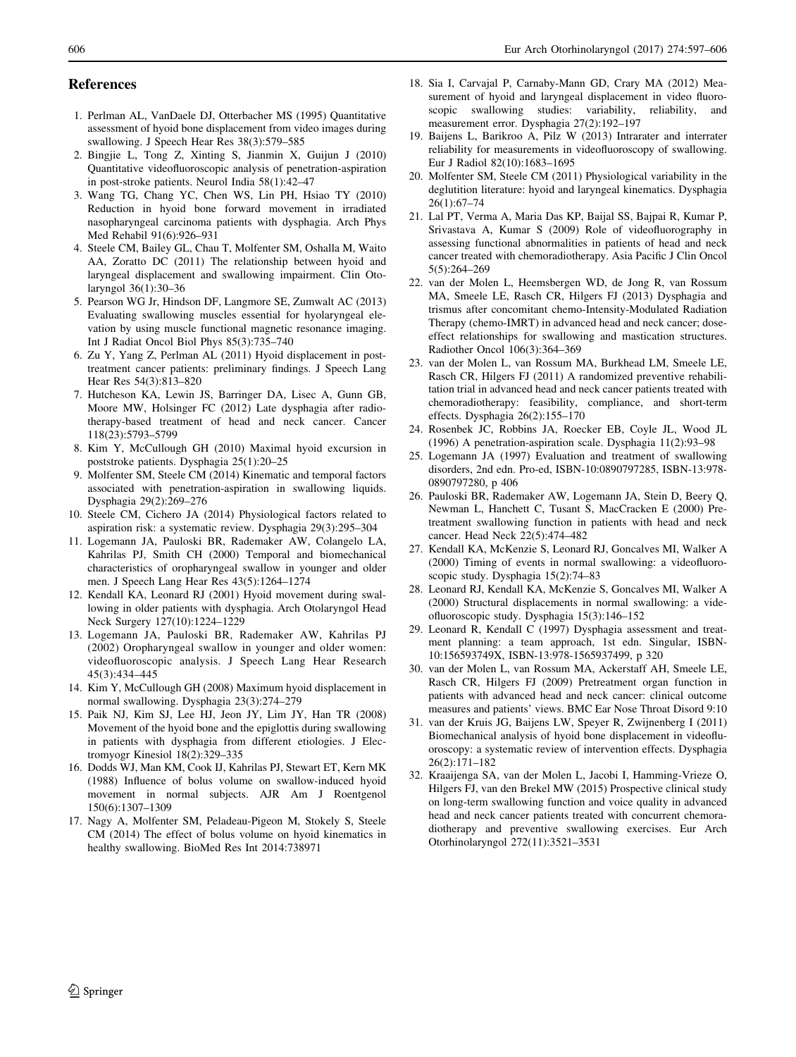## References

1. Perlman AL, VanDaele DJ, Otterbacher MS (1995) Quantitative assessment of hyoid bone displacement from video images during swallowing. J Speech Hear Res 38(3):579–585
2. Bingjie L, Tong Z, Xinting S, Jianmin X, Guijun J (2010) Quantitative videofluoroscopic analysis of penetration-aspiration in post-stroke patients. Neurol India 58(1):42–47
3. Wang TG, Chang YC, Chen WS, Lin PH, Hsiao TY (2010) Reduction in hyoid bone forward movement in irradiated nasopharyngeal carcinoma patients with dysphagia. Arch Phys Med Rehabil 91(6):926–931
4. Steele CM, Bailey GL, Chau T, Molfenter SM, Oshalla M, Waito AA, Zoratto DC (2011) The relationship between hyoid and laryngeal displacement and swallowing impairment. Clin Otolaryngol 36(1):30–36
5. Pearson WG Jr, Hindson DF, Langmore SE, Zumwalt AC (2013) Evaluating swallowing muscles essential for hyolaryngeal elevation by using muscle functional magnetic resonance imaging. Int J Radiat Oncol Biol Phys 85(3):735–740
6. Zu Y, Yang Z, Perlman AL (2011) Hyoid displacement in post-treatment cancer patients: preliminary findings. J Speech Lang Hear Res 54(3):813–820
7. Hutcheson KA, Lewin JS, Barringer DA, Lisec A, Gunn GB, Moore MW, Holsinger FC (2012) Late dysphagia after radiotherapy-based treatment of head and neck cancer. Cancer 118(23):5793–5799
8. Kim Y, McCullough GH (2010) Maximal hyoid excursion in poststroke patients. Dysphagia 25(1):20–25
9. Molfenter SM, Steele CM (2014) Kinematic and temporal factors associated with penetration-aspiration in swallowing liquids. Dysphagia 29(2):269–276
10. Steele CM, Cichero JA (2014) Physiological factors related to aspiration risk: a systematic review. Dysphagia 29(3):295–304
11. Logemann JA, Pauloski BR, Rademaker AW, Colangelo LA, Kahrilas PJ, Smith CH (2000) Temporal and biomechanical characteristics of oropharyngeal swallow in younger and older men. J Speech Lang Hear Res 43(5):1264–1274
12. Kendall KA, Leonard RJ (2001) Hyoid movement during swallowing in older patients with dysphagia. Arch Otolaryngol Head Neck Surgery 127(10):1224–1229
13. Logemann JA, Pauloski BR, Rademaker AW, Kahrilas PJ (2002) Oropharyngeal swallow in younger and older women: videofluoroscopic analysis. J Speech Lang Hear Research 45(3):434–445
14. Kim Y, McCullough GH (2008) Maximum hyoid displacement in normal swallowing. Dysphagia 23(3):274–279
15. Paik NJ, Kim SJ, Lee HJ, Jeon JY, Lim JY, Han TR (2008) Movement of the hyoid bone and the epiglottis during swallowing in patients with dysphagia from different etiologies. J Electromyogr Kinesiol 18(2):329–335
16. Dodds WJ, Man KM, Cook IJ, Kahrilas PJ, Stewart ET, Kern MK (1988) Influence of bolus volume on swallow-induced hyoid movement in normal subjects. AJR Am J Roentgenol 150(6):1307–1309
17. Nagy A, Molfenter SM, Peladeau-Pigeon M, Stokely S, Steele CM (2014) The effect of bolus volume on hyoid kinematics in healthy swallowing. BioMed Res Int 2014:738971
18. Sia I, Carvajal P, Carnaby-Mann GD, Crary MA (2012) Measurement of hyoid and laryngeal displacement in video fluoroscopic swallowing studies: variability, reliability, and measurement error. Dysphagia 27(2):192–197
19. Baijens L, Barikroo A, Pilz W (2013) Intrarater and interrater reliability for measurements in videofluoroscopy of swallowing. Eur J Radiol 82(10):1683–1695
20. Molfenter SM, Steele CM (2011) Physiological variability in the deglutition literature: hyoid and laryngeal kinematics. Dysphagia 26(1):67–74
21. Lal PT, Verma A, Maria Das KP, Baijal SS, Bajpai R, Kumar P, Srivastava A, Kumar S (2009) Role of videofluorography in assessing functional abnormalities in patients of head and neck cancer treated with chemoradiotherapy. Asia Pacific J Clin Oncol 5(5):264–269
22. van der Molen L, Heemsbergen WD, de Jong R, van Rossum MA, Smeele LE, Rasch CR, Hilgers FJ (2013) Dysphagia and trismus after concomitant chemo-Intensity-Modulated Radiation Therapy (chemo-IMRT) in advanced head and neck cancer; dose-effect relationships for swallowing and mastication structures. Radiother Oncol 106(3):364–369
23. van der Molen L, van Rossum MA, Burkhead LM, Smeele LE, Rasch CR, Hilgers FJ (2011) A randomized preventive rehabilitation trial in advanced head and neck cancer patients treated with chemoradiotherapy: feasibility, compliance, and short-term effects. Dysphagia 26(2):155–170
24. Rosenbek JC, Robbins JA, Roecker EB, Coyle JL, Wood JL (1996) A penetration-aspiration scale. Dysphagia 11(2):93–98
25. Logemann JA (1997) Evaluation and treatment of swallowing disorders, 2nd edn. Pro-ed, ISBN-10:0890797285, ISBN-13:978-0890797280, p 406
26. Pauloski BR, Rademaker AW, Logemann JA, Stein D, Beery Q, Newman L, Hanchett C, Tusant S, MacCracken E (2000) Pretreatment swallowing function in patients with head and neck cancer. Head Neck 22(5):474–482
27. Kendall KA, McKenzie S, Leonard RJ, Goncalves MI, Walker A (2000) Timing of events in normal swallowing: a videofluoroscopic study. Dysphagia 15(2):74–83
28. Leonard RJ, Kendall KA, McKenzie S, Goncalves MI, Walker A (2000) Structural displacements in normal swallowing: a videofluoroscopic study. Dysphagia 15(3):146–152
29. Leonard R, Kendall C (1997) Dysphagia assessment and treatment planning: a team approach, 1st edn. Singular, ISBN-10:156593749X, ISBN-13:978-1565937499, p 320
30. van der Molen L, van Rossum MA, Ackerstaff AH, Smeele LE, Rasch CR, Hilgers FJ (2009) Pretreatment organ function in patients with advanced head and neck cancer: clinical outcome measures and patients' views. BMC Ear Nose Throat Disord 9:10
31. van der Kruis JG, Baijens LW, Speyer R, Zwijnenberg I (2011) Biomechanical analysis of hyoid bone displacement in videofluoroscopy: a systematic review of intervention effects. Dysphagia 26(2):171–182
32. Kraaijenga SA, van der Molen L, Jacobi I, Hamming-Vrieze O, Hilgers FJ, van den Brekel MW (2015) Prospective clinical study on long-term swallowing function and voice quality in advanced head and neck cancer patients treated with concurrent chemoradiotherapy and preventive swallowing exercises. Eur Arch Otorhinolaryngol 272(11):3521–3531